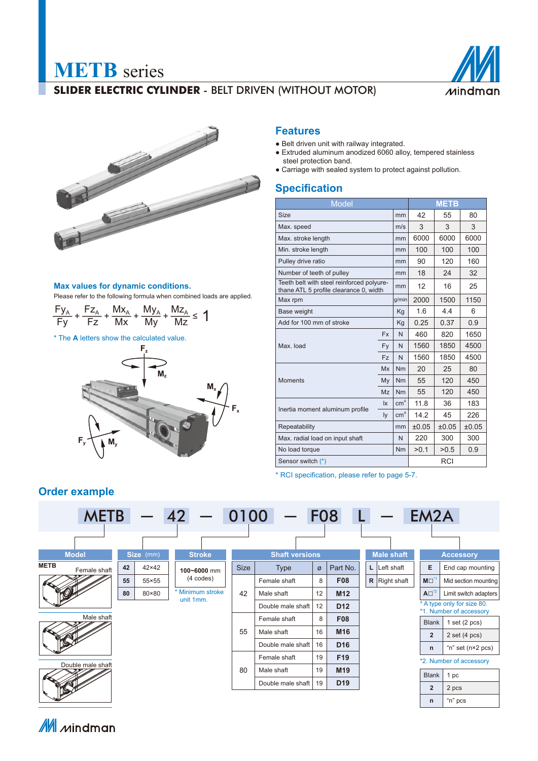# METB series

## SLIDER ELECTRIC CYLINDER - BELT DRIVEN (WITHOUT MOTOR)

## Features

- Belt driven unit with railway integrated.
- Extruded aluminum anodized 6060 alloy, tempered stainless steel protection band.
- Carriage with sealed system to protect against pollution.

## Specification

| Model | | | METB | | |
|---|---|---|---|---|---|
| Size | | mm | 42 | 55 | 80 |
| Max. speed | | m/s | 3 | 3 | 3 |
| Max. stroke length | | mm | 6000 | 6000 | 6000 |
| Min. stroke length | | mm | 100 | 100 | 100 |
| Pulley drive ratio | | mm | 90 | 120 | 160 |
| Number of teeth of pulley | | mm | 18 | 24 | 32 |
| Teeth belt with steel reinforced polyurethane ATL 5 profile clearance 0, width | | mm | 12 | 16 | 25 |
| Max rpm | | g/min | 2000 | 1500 | 1150 |
| Base weight | | Kg | 1.6 | 4.4 | 6 |
| Add for 100 mm of stroke | | Kg | 0.25 | 0.37 | 0.9 |
| Max. load | Fx | N | 460 | 820 | 1650 |
| | Fy | N | 1560 | 1850 | 4500 |
| | Fz | N | 1560 | 1850 | 4500 |
| Moments | Mx | Nm | 20 | 25 | 80 |
| | My | Nm | 55 | 120 | 450 |
| | Mz | Nm | 55 | 120 | 450 |
| Inertia moment aluminum profile | Ix | $cm^4$ | 11.8 | 36 | 183 |
| | Iy | $cm^4$ | 14.2 | 45 | 226 |
| Repeatability | | mm | ±0.05 | ±0.05 | ±0.05 |
| Max. radial load on input shaft | | N | 220 | 300 | 300 |
| No load torque | | Nm | >0.1 | >0.5 | 0.9 |
| Sensor switch (*) | | | RCI | | |

* RCI specification, please refer to page 5-7.

### Max values for dynamic conditions.

Please refer to the following formula when combined loads are applied.

$$\frac{Fy_A}{Fy} + \frac{Fz_A}{Fz} + \frac{Mx_A}{Mx} + \frac{My_A}{My} + \frac{Mz_A}{Mz} \leq 1$$

* The **A** letters show the calculated value.

## Order example

**METB — 42 — 0100 — F08 L — EM2A**

**Model**

| METB | |
|---|---|
| | Female shaft |
| | Male shaft |
| | Double male shaft |

**Size (mm)**

| | |
|---|---|
| 42 | 42×42 |
| 55 | 55×55 |
| 80 | 80×80 |

**Stroke**

100~6000 mm (4 codes)

* Minimum stroke unit 1mm.

**Shaft versions**

| Size | Type | ø | Part No. |
|---|---|---|---|
| 42 | Female shaft | 8 | F08 |
| | Male shaft | 12 | M12 |
| | Double male shaft | 12 | D12 |
| 55 | Female shaft | 8 | F08 |
| | Male shaft | 16 | M16 |
| | Double male shaft | 16 | D16 |
| 80 | Female shaft | 19 | F19 |
| | Male shaft | 19 | M19 |
| | Double male shaft | 19 | D19 |

**Male shaft**

| | |
|---|---|
| L | Left shaft |
| R | Right shaft |

**Accessory**

| | |
|---|---|
| E | End cap mounting |
| M□[*1] | Mid section mounting |
| A□[*2] | Limit switch adapters |

* A type only for size 80.

*1. Number of accessory

| | |
|---|---|
| Blank | 1 set (2 pcs) |
| 2 | 2 set (4 pcs) |
| n | "n" set (n×2 pcs) |

*2. Number of accessory

| | |
|---|---|
| Blank | 1 pc |
| 2 | 2 pcs |
| n | "n" pcs |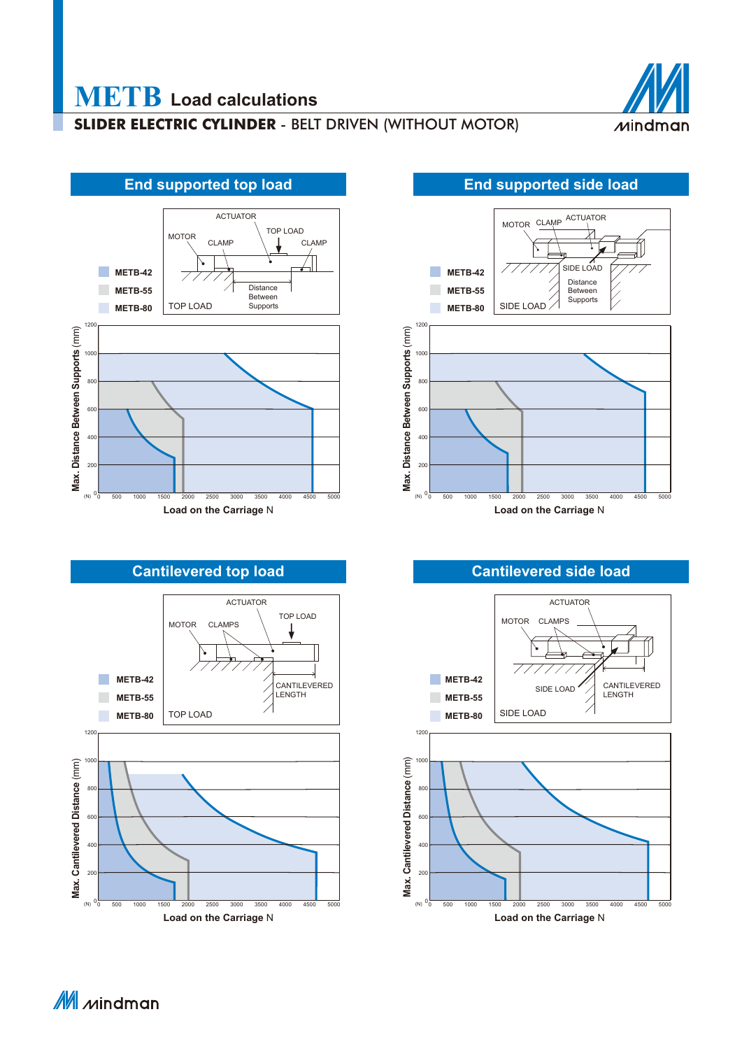# METB Load calculations

**SLIDER ELECTRIC CYLINDER** - BELT DRIVEN (WITHOUT MOTOR)

## End supported top load

- METB-42
- METB-55
- METB-80

ACTUATOR, MOTOR, CLAMP, TOP LOAD, CLAMP, Distance Between Supports, TOP LOAD

Max. Distance Between Supports (mm)

Load on the Carriage N

## End supported side load

- METB-42
- METB-55
- METB-80

MOTOR, CLAMP, ACTUATOR, SIDE LOAD, Distance Between Supports, SIDE LOAD

Max. Distance Between Supports (mm)

Load on the Carriage N

## Cantilevered top load

- METB-42
- METB-55
- METB-80

ACTUATOR, TOP LOAD, MOTOR, CLAMPS, CANTILEVERED LENGTH, TOP LOAD

Max. Cantilevered Distance (mm)

Load on the Carriage N

## Cantilevered side load

- METB-42
- METB-55
- METB-80

ACTUATOR, MOTOR, CLAMPS, SIDE LOAD, CANTILEVERED LENGTH, SIDE LOAD

Max. Cantilevered Distance (mm)

Load on the Carriage N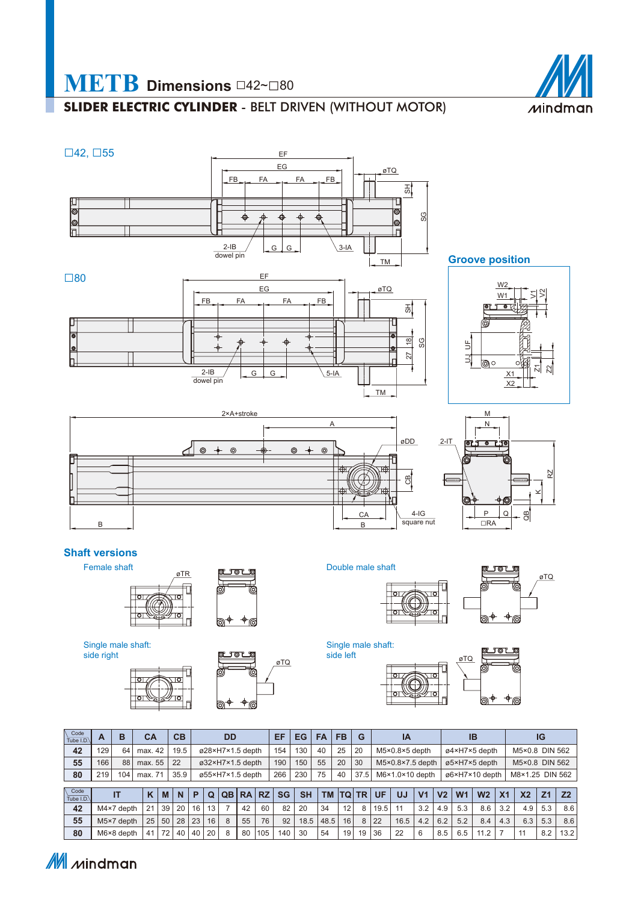# METB Dimensions □42~□80

## SLIDER ELECTRIC CYLINDER - BELT DRIVEN (WITHOUT MOTOR)

□42, □55

□80

Groove position

### Shaft versions

Female shaft

Double male shaft

Single male shaft: side right

Single male shaft: side left

| Code / Tube I.D. | A | B | CA | CB | DD | EF | EG | FA | FB | G | IA | IB | IG |
|---|---|---|---|---|---|---|---|---|---|---|---|---|---|
| 42 | 129 | 64 | max. 42 | 19.5 | ø28×H7×1.5 depth | 154 | 130 | 40 | 25 | 20 | M5×0.8×5 depth | ø4×H7×5 depth | M5×0.8 DIN 562 |
| 55 | 166 | 88 | max. 55 | 22 | ø32×H7×1.5 depth | 190 | 150 | 55 | 20 | 30 | M5×0.8×7.5 depth | ø5×H7×5 depth | M5×0.8 DIN 562 |
| 80 | 219 | 104 | max. 71 | 35.9 | ø55×H7×1.5 depth | 266 | 230 | 75 | 40 | 37.5 | M6×1.0×10 depth | ø6×H7×10 depth | M8×1.25 DIN 562 |

| Code / Tube I.D. | IT | K | M | N | P | Q | QB | RA | RZ | SG | SH | TM | TQ | TR | UF | UJ | V1 | V2 | W1 | W2 | X1 | X2 | Z1 | Z2 |
|---|---|---|---|---|---|---|---|---|---|---|---|---|---|---|---|---|---|---|---|---|---|---|---|---|
| 42 | M4×7 depth | 21 | 39 | 20 | 16 | 13 | 7 | 42 | 60 | 82 | 20 | 34 | 12 | 8 | 19.5 | 11 | 3.2 | 4.9 | 5.3 | 8.6 | 3.2 | 4.9 | 5.3 | 8.6 |
| 55 | M5×7 depth | 25 | 50 | 28 | 23 | 16 | 8 | 55 | 76 | 92 | 18.5 | 48.5 | 16 | 8 | 22 | 16.5 | 4.2 | 6.2 | 5.2 | 8.4 | 4.3 | 6.3 | 5.3 | 8.6 |
| 80 | M6×8 depth | 41 | 72 | 40 | 40 | 20 | 8 | 80 | 105 | 140 | 30 | 54 | 19 | 19 | 36 | 22 | 6 | 8.5 | 6.5 | 11.2 | 7 | 11 | 8.2 | 13.2 |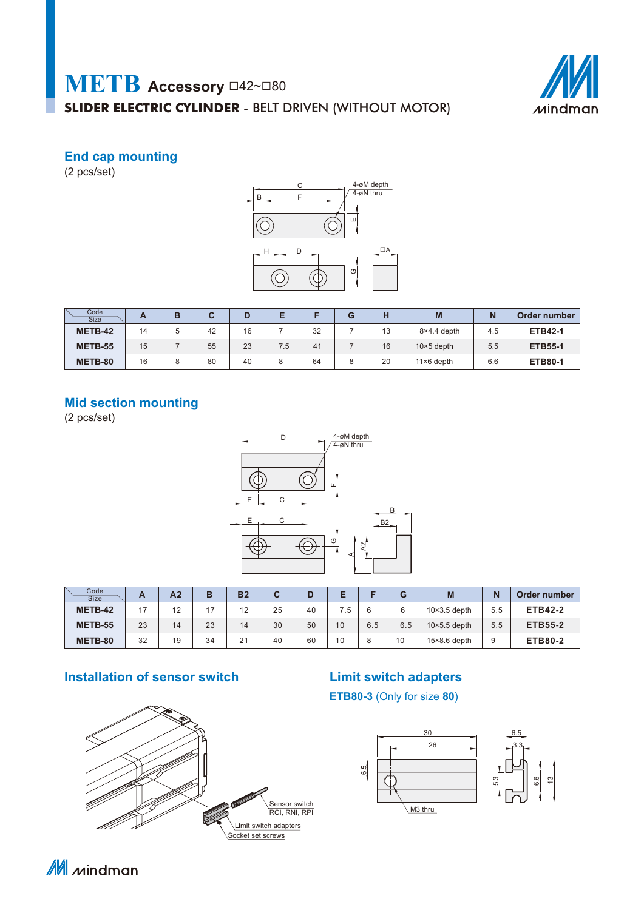# METB Accessory □42~□80

**SLIDER ELECTRIC CYLINDER** - BELT DRIVEN (WITHOUT MOTOR)

## End cap mounting

(2 pcs/set)

| Code / Size | A | B | C | D | E | F | G | H | M | N | Order number |
|---|---|---|---|---|---|---|---|---|---|---|---|
| **METB-42** | 14 | 5 | 42 | 16 | 7 | 32 | 7 | 13 | 8×4.4 depth | 4.5 | **ETB42-1** |
| **METB-55** | 15 | 7 | 55 | 23 | 7.5 | 41 | 7 | 16 | 10×5 depth | 5.5 | **ETB55-1** |
| **METB-80** | 16 | 8 | 80 | 40 | 8 | 64 | 8 | 20 | 11×6 depth | 6.6 | **ETB80-1** |

## Mid section mounting

(2 pcs/set)

| Code / Size | A | A2 | B | B2 | C | D | E | F | G | M | N | Order number |
|---|---|---|---|---|---|---|---|---|---|---|---|---|
| **METB-42** | 17 | 12 | 17 | 12 | 25 | 40 | 7.5 | 6 | 6 | 10×3.5 depth | 5.5 | **ETB42-2** |
| **METB-55** | 23 | 14 | 23 | 14 | 30 | 50 | 10 | 6.5 | 6.5 | 10×5.5 depth | 5.5 | **ETB55-2** |
| **METB-80** | 32 | 19 | 34 | 21 | 40 | 60 | 10 | 8 | 10 | 15×8.6 depth | 9 | **ETB80-2** |

## Installation of sensor switch

Sensor switch
RCI, RNI, RPI

Limit switch adapters

Socket set screws

## Limit switch adapters

**ETB80-3** (Only for size **80**)

30
26
6.5
M3 thru
6.5
3.3
5.3
6.6
13